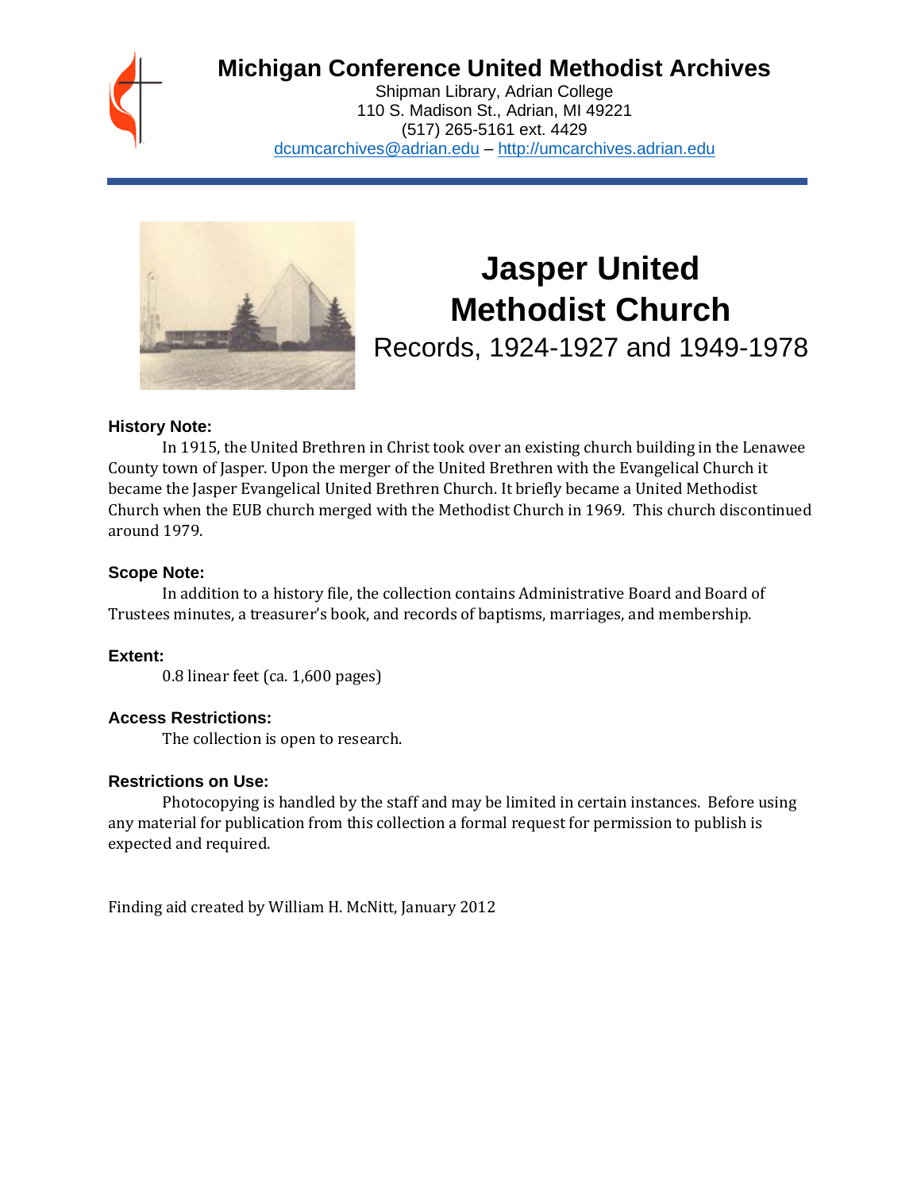# Michigan Conference United Methodist Archives

Shipman Library, Adrian College
110 S. Madison St., Adrian, MI 49221
(517) 265-5161 ext. 4429
dcumcarchives@adrian.edu – http://umcarchives.adrian.edu

# Jasper United Methodist Church

Records, 1924-1927 and 1949-1978

### History Note:

In 1915, the United Brethren in Christ took over an existing church building in the Lenawee County town of Jasper. Upon the merger of the United Brethren with the Evangelical Church it became the Jasper Evangelical United Brethren Church. It briefly became a United Methodist Church when the EUB church merged with the Methodist Church in 1969. This church discontinued around 1979.

### Scope Note:

In addition to a history file, the collection contains Administrative Board and Board of Trustees minutes, a treasurer's book, and records of baptisms, marriages, and membership.

### Extent:

0.8 linear feet (ca. 1,600 pages)

### Access Restrictions:

The collection is open to research.

### Restrictions on Use:

Photocopying is handled by the staff and may be limited in certain instances. Before using any material for publication from this collection a formal request for permission to publish is expected and required.

Finding aid created by William H. McNitt, January 2012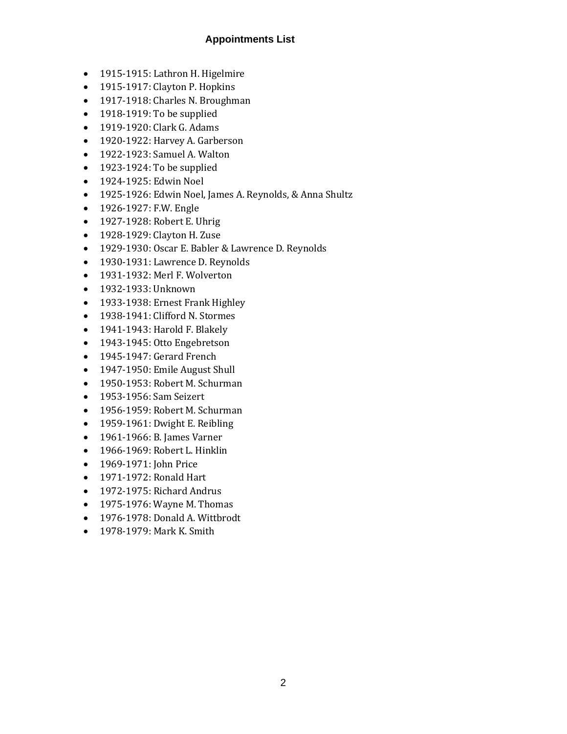## Appointments List

- 1915-1915: Lathron H. Higelmire
- 1915-1917: Clayton P. Hopkins
- 1917-1918: Charles N. Broughman
- 1918-1919: To be supplied
- 1919-1920: Clark G. Adams
- 1920-1922: Harvey A. Garberson
- 1922-1923: Samuel A. Walton
- 1923-1924: To be supplied
- 1924-1925: Edwin Noel
- 1925-1926: Edwin Noel, James A. Reynolds, & Anna Shultz
- 1926-1927: F.W. Engle
- 1927-1928: Robert E. Uhrig
- 1928-1929: Clayton H. Zuse
- 1929-1930: Oscar E. Babler & Lawrence D. Reynolds
- 1930-1931: Lawrence D. Reynolds
- 1931-1932: Merl F. Wolverton
- 1932-1933: Unknown
- 1933-1938: Ernest Frank Highley
- 1938-1941: Clifford N. Stormes
- 1941-1943: Harold F. Blakely
- 1943-1945: Otto Engebretson
- 1945-1947: Gerard French
- 1947-1950: Emile August Shull
- 1950-1953: Robert M. Schurman
- 1953-1956: Sam Seizert
- 1956-1959: Robert M. Schurman
- 1959-1961: Dwight E. Reibling
- 1961-1966: B. James Varner
- 1966-1969: Robert L. Hinklin
- 1969-1971: John Price
- 1971-1972: Ronald Hart
- 1972-1975: Richard Andrus
- 1975-1976: Wayne M. Thomas
- 1976-1978: Donald A. Wittbrodt
- 1978-1979: Mark K. Smith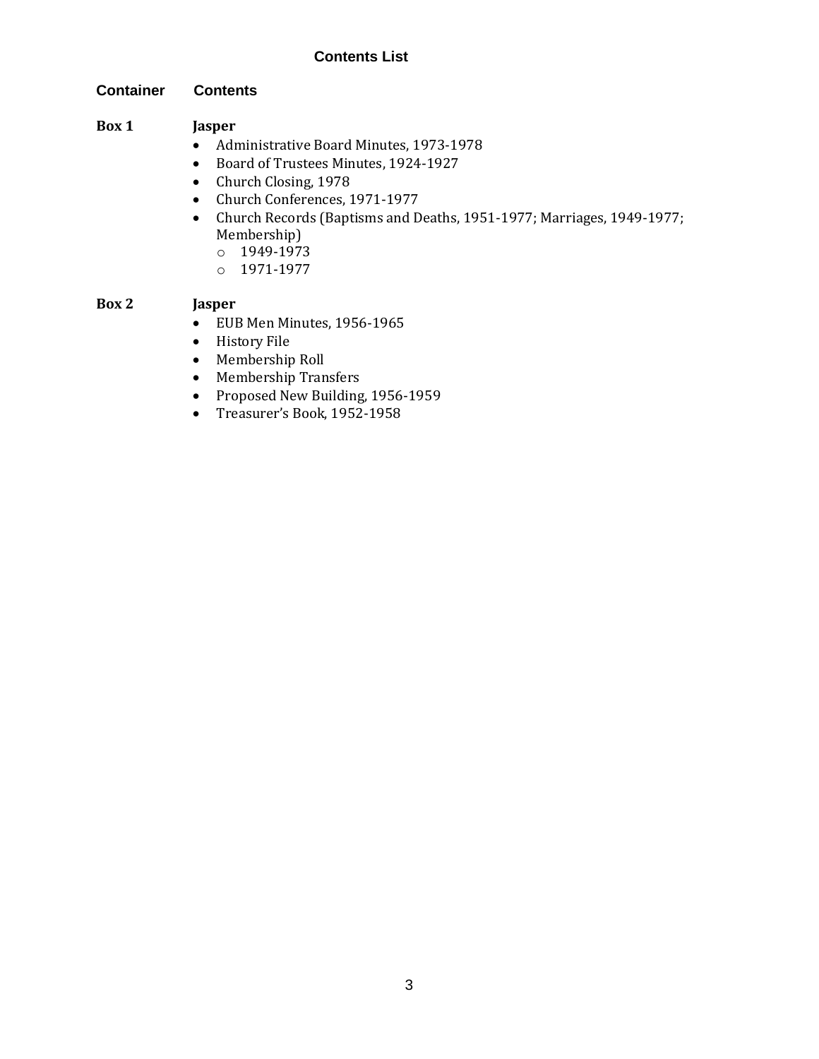## Contents List

| Container | Contents |
| --- | --- |
| **Box 1** | **Jasper**<br>• Administrative Board Minutes, 1973-1978<br>• Board of Trustees Minutes, 1924-1927<br>• Church Closing, 1978<br>• Church Conferences, 1971-1977<br>• Church Records (Baptisms and Deaths, 1951-1977; Marriages, 1949-1977; Membership)<br>  ◦ 1949-1973<br>  ◦ 1971-1977 |
| **Box 2** | **Jasper**<br>• EUB Men Minutes, 1956-1965<br>• History File<br>• Membership Roll<br>• Membership Transfers<br>• Proposed New Building, 1956-1959<br>• Treasurer's Book, 1952-1958 |